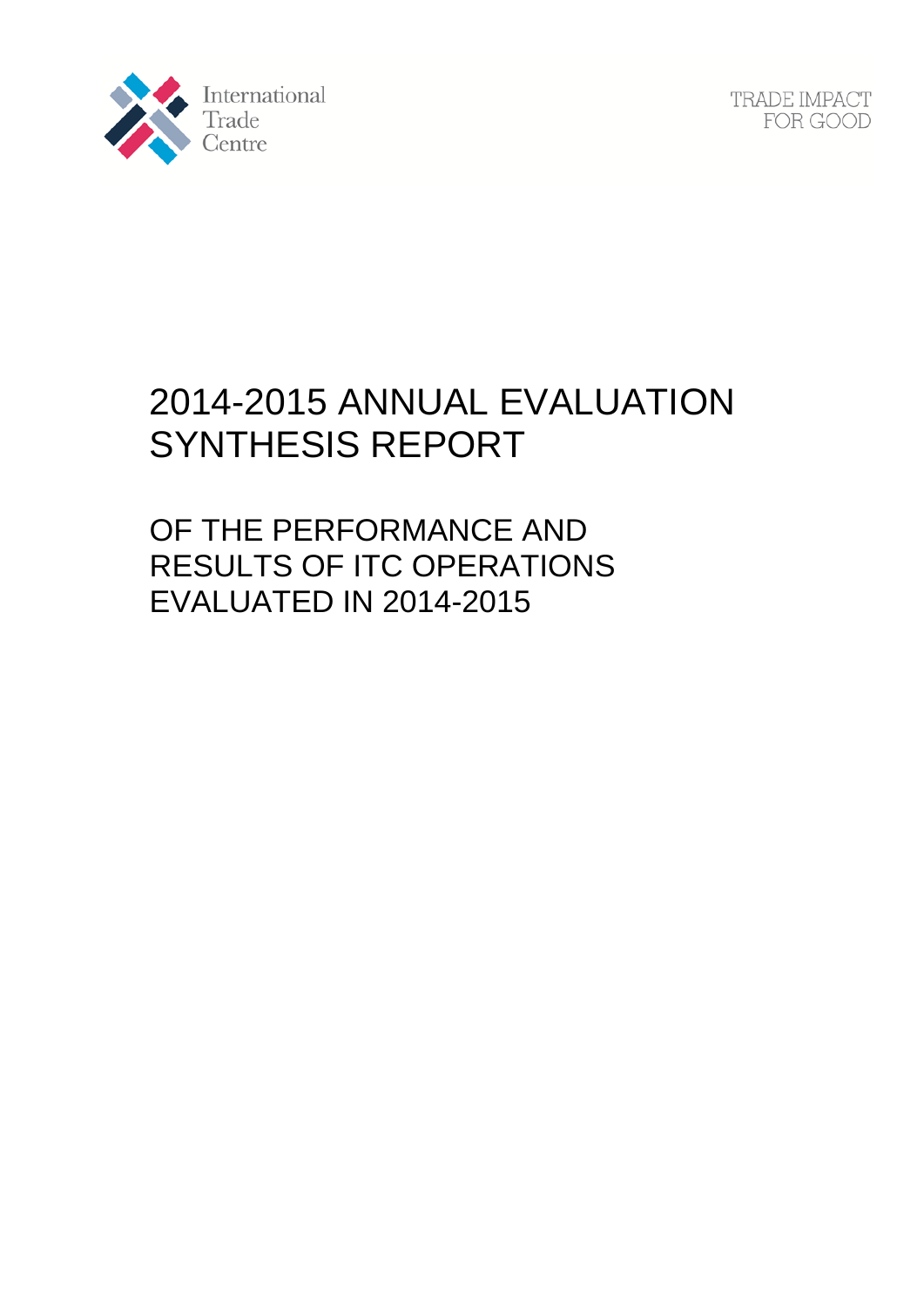International Trade Centre

TRADE IMPACT FOR GOOD

# 2014-2015 ANNUAL EVALUATION SYNTHESIS REPORT

## OF THE PERFORMANCE AND RESULTS OF ITC OPERATIONS EVALUATED IN 2014-2015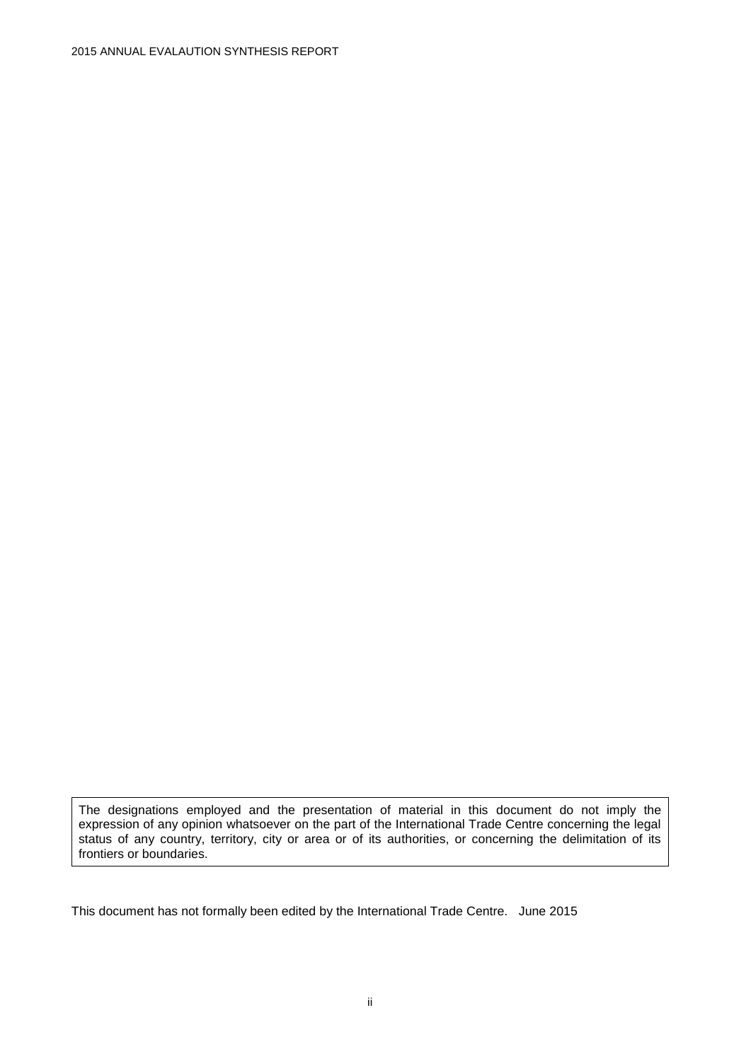The designations employed and the presentation of material in this document do not imply the expression of any opinion whatsoever on the part of the International Trade Centre concerning the legal status of any country, territory, city or area or of its authorities, or concerning the delimitation of its frontiers or boundaries.

This document has not formally been edited by the International Trade Centre. June 2015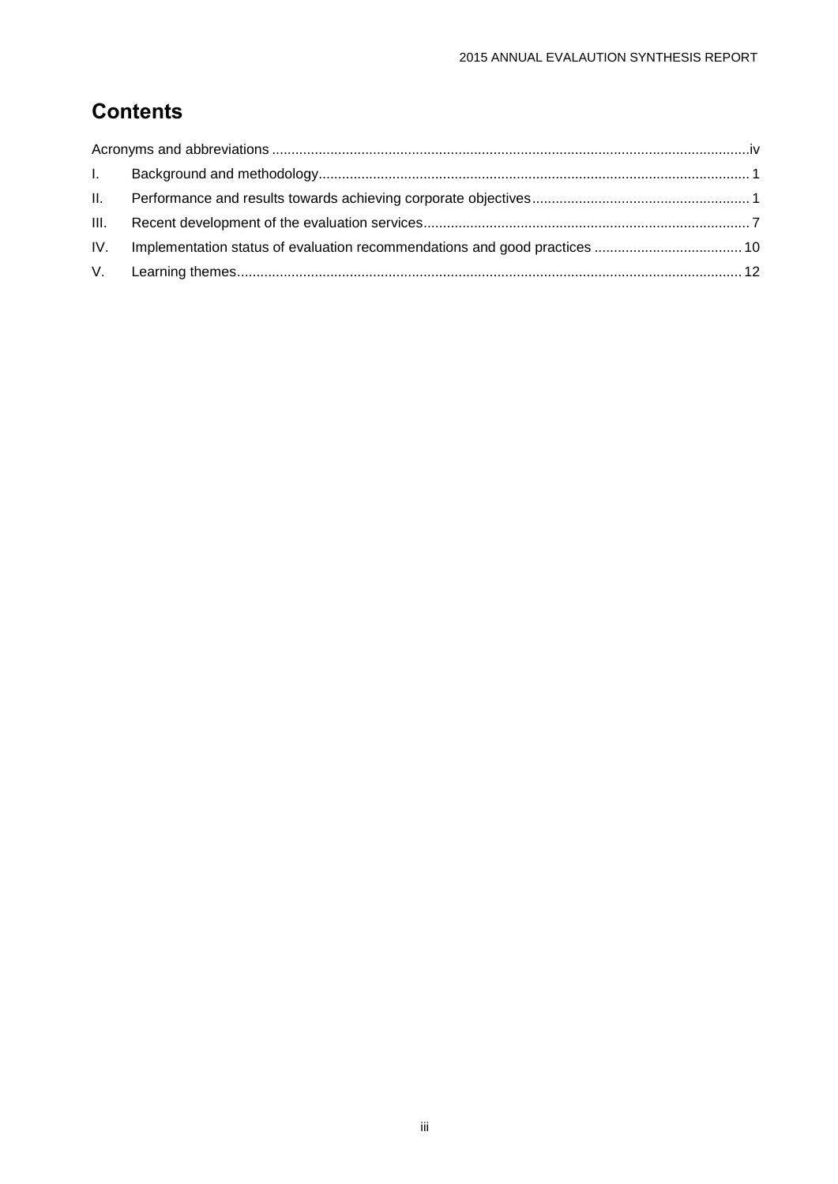# Contents

Acronyms and abbreviations ........................................................................................................................iv

I. Background and methodology............................................................................................................ 1

II. Performance and results towards achieving corporate objectives....................................................... 1

III. Recent development of the evaluation services.................................................................................. 7

IV. Implementation status of evaluation recommendations and good practices ..................................... 10

V. Learning themes................................................................................................................................ 12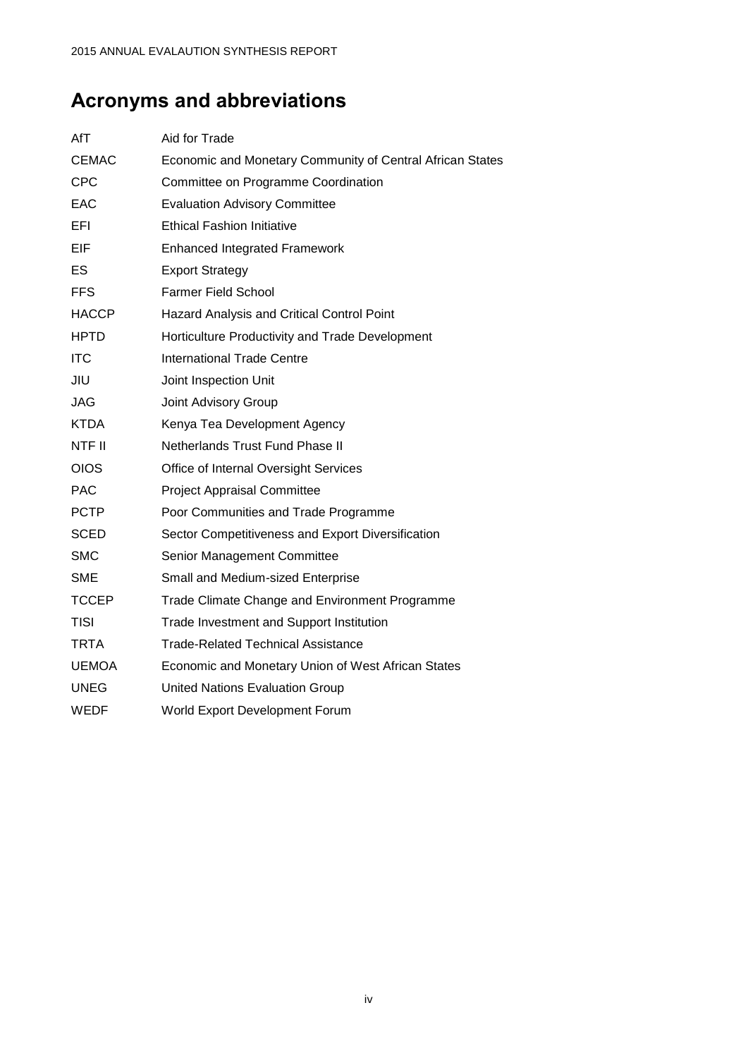# Acronyms and abbreviations

| | |
|---|---|
| AfT | Aid for Trade |
| CEMAC | Economic and Monetary Community of Central African States |
| CPC | Committee on Programme Coordination |
| EAC | Evaluation Advisory Committee |
| EFI | Ethical Fashion Initiative |
| EIF | Enhanced Integrated Framework |
| ES | Export Strategy |
| FFS | Farmer Field School |
| HACCP | Hazard Analysis and Critical Control Point |
| HPTD | Horticulture Productivity and Trade Development |
| ITC | International Trade Centre |
| JIU | Joint Inspection Unit |
| JAG | Joint Advisory Group |
| KTDA | Kenya Tea Development Agency |
| NTF II | Netherlands Trust Fund Phase II |
| OIOS | Office of Internal Oversight Services |
| PAC | Project Appraisal Committee |
| PCTP | Poor Communities and Trade Programme |
| SCED | Sector Competitiveness and Export Diversification |
| SMC | Senior Management Committee |
| SME | Small and Medium-sized Enterprise |
| TCCEP | Trade Climate Change and Environment Programme |
| TISI | Trade Investment and Support Institution |
| TRTA | Trade-Related Technical Assistance |
| UEMOA | Economic and Monetary Union of West African States |
| UNEG | United Nations Evaluation Group |
| WEDF | World Export Development Forum |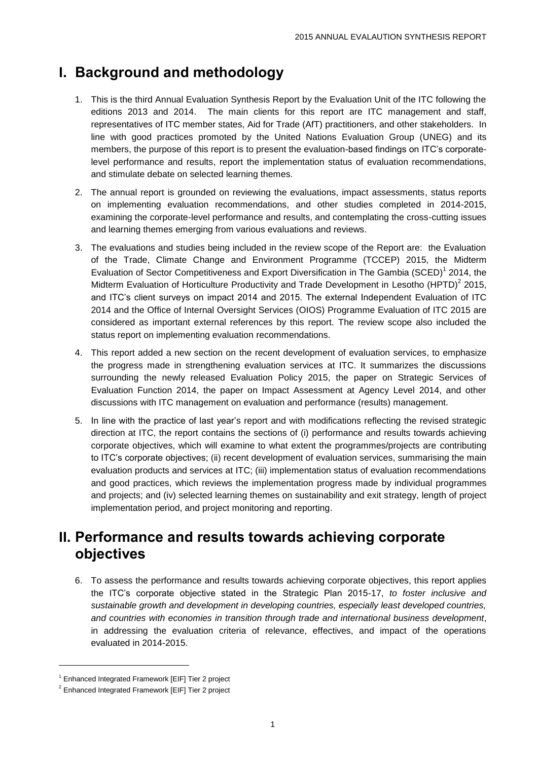# I. Background and methodology

1. This is the third Annual Evaluation Synthesis Report by the Evaluation Unit of the ITC following the editions 2013 and 2014. The main clients for this report are ITC management and staff, representatives of ITC member states, Aid for Trade (AfT) practitioners, and other stakeholders. In line with good practices promoted by the United Nations Evaluation Group (UNEG) and its members, the purpose of this report is to present the evaluation-based findings on ITC's corporate-level performance and results, report the implementation status of evaluation recommendations, and stimulate debate on selected learning themes.

2. The annual report is grounded on reviewing the evaluations, impact assessments, status reports on implementing evaluation recommendations, and other studies completed in 2014-2015, examining the corporate-level performance and results, and contemplating the cross-cutting issues and learning themes emerging from various evaluations and reviews.

3. The evaluations and studies being included in the review scope of the Report are: the Evaluation of the Trade, Climate Change and Environment Programme (TCCEP) 2015, the Midterm Evaluation of Sector Competitiveness and Export Diversification in The Gambia (SCED)[1] 2014, the Midterm Evaluation of Horticulture Productivity and Trade Development in Lesotho (HPTD)[2] 2015, and ITC's client surveys on impact 2014 and 2015. The external Independent Evaluation of ITC 2014 and the Office of Internal Oversight Services (OIOS) Programme Evaluation of ITC 2015 are considered as important external references by this report. The review scope also included the status report on implementing evaluation recommendations.

4. This report added a new section on the recent development of evaluation services, to emphasize the progress made in strengthening evaluation services at ITC. It summarizes the discussions surrounding the newly released Evaluation Policy 2015, the paper on Strategic Services of Evaluation Function 2014, the paper on Impact Assessment at Agency Level 2014, and other discussions with ITC management on evaluation and performance (results) management.

5. In line with the practice of last year's report and with modifications reflecting the revised strategic direction at ITC, the report contains the sections of (i) performance and results towards achieving corporate objectives, which will examine to what extent the programmes/projects are contributing to ITC's corporate objectives; (ii) recent development of evaluation services, summarising the main evaluation products and services at ITC; (iii) implementation status of evaluation recommendations and good practices, which reviews the implementation progress made by individual programmes and projects; and (iv) selected learning themes on sustainability and exit strategy, length of project implementation period, and project monitoring and reporting.

# II. Performance and results towards achieving corporate objectives

6. To assess the performance and results towards achieving corporate objectives, this report applies the ITC's corporate objective stated in the Strategic Plan 2015-17, *to foster inclusive and sustainable growth and development in developing countries, especially least developed countries, and countries with economies in transition through trade and international business development*, in addressing the evaluation criteria of relevance, effectives, and impact of the operations evaluated in 2014-2015.

---

[1] Enhanced Integrated Framework [EIF] Tier 2 project

[2] Enhanced Integrated Framework [EIF] Tier 2 project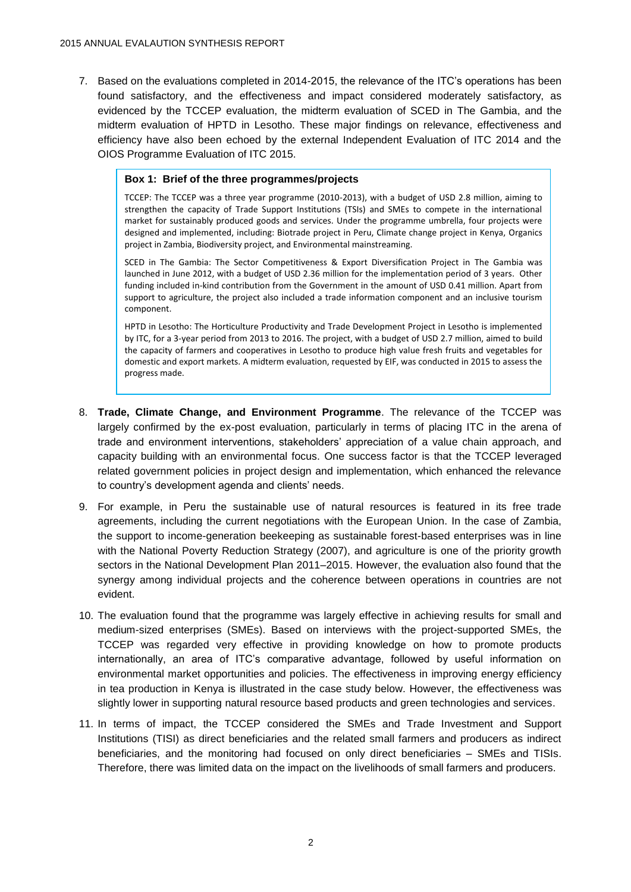7. Based on the evaluations completed in 2014-2015, the relevance of the ITC's operations has been found satisfactory, and the effectiveness and impact considered moderately satisfactory, as evidenced by the TCCEP evaluation, the midterm evaluation of SCED in The Gambia, and the midterm evaluation of HPTD in Lesotho. These major findings on relevance, effectiveness and efficiency have also been echoed by the external Independent Evaluation of ITC 2014 and the OIOS Programme Evaluation of ITC 2015.

> **Box 1: Brief of the three programmes/projects**
>
> TCCEP: The TCCEP was a three year programme (2010-2013), with a budget of USD 2.8 million, aiming to strengthen the capacity of Trade Support Institutions (TSIs) and SMEs to compete in the international market for sustainably produced goods and services. Under the programme umbrella, four projects were designed and implemented, including: Biotrade project in Peru, Climate change project in Kenya, Organics project in Zambia, Biodiversity project, and Environmental mainstreaming.
>
> SCED in The Gambia: The Sector Competitiveness & Export Diversification Project in The Gambia was launched in June 2012, with a budget of USD 2.36 million for the implementation period of 3 years. Other funding included in-kind contribution from the Government in the amount of USD 0.41 million. Apart from support to agriculture, the project also included a trade information component and an inclusive tourism component.
>
> HPTD in Lesotho: The Horticulture Productivity and Trade Development Project in Lesotho is implemented by ITC, for a 3-year period from 2013 to 2016. The project, with a budget of USD 2.7 million, aimed to build the capacity of farmers and cooperatives in Lesotho to produce high value fresh fruits and vegetables for domestic and export markets. A midterm evaluation, requested by EIF, was conducted in 2015 to assess the progress made.

8. **Trade, Climate Change, and Environment Programme**. The relevance of the TCCEP was largely confirmed by the ex-post evaluation, particularly in terms of placing ITC in the arena of trade and environment interventions, stakeholders' appreciation of a value chain approach, and capacity building with an environmental focus. One success factor is that the TCCEP leveraged related government policies in project design and implementation, which enhanced the relevance to country's development agenda and clients' needs.

9. For example, in Peru the sustainable use of natural resources is featured in its free trade agreements, including the current negotiations with the European Union. In the case of Zambia, the support to income-generation beekeeping as sustainable forest-based enterprises was in line with the National Poverty Reduction Strategy (2007), and agriculture is one of the priority growth sectors in the National Development Plan 2011–2015. However, the evaluation also found that the synergy among individual projects and the coherence between operations in countries are not evident.

10. The evaluation found that the programme was largely effective in achieving results for small and medium-sized enterprises (SMEs). Based on interviews with the project-supported SMEs, the TCCEP was regarded very effective in providing knowledge on how to promote products internationally, an area of ITC's comparative advantage, followed by useful information on environmental market opportunities and policies. The effectiveness in improving energy efficiency in tea production in Kenya is illustrated in the case study below. However, the effectiveness was slightly lower in supporting natural resource based products and green technologies and services.

11. In terms of impact, the TCCEP considered the SMEs and Trade Investment and Support Institutions (TISI) as direct beneficiaries and the related small farmers and producers as indirect beneficiaries, and the monitoring had focused on only direct beneficiaries – SMEs and TISIs. Therefore, there was limited data on the impact on the livelihoods of small farmers and producers.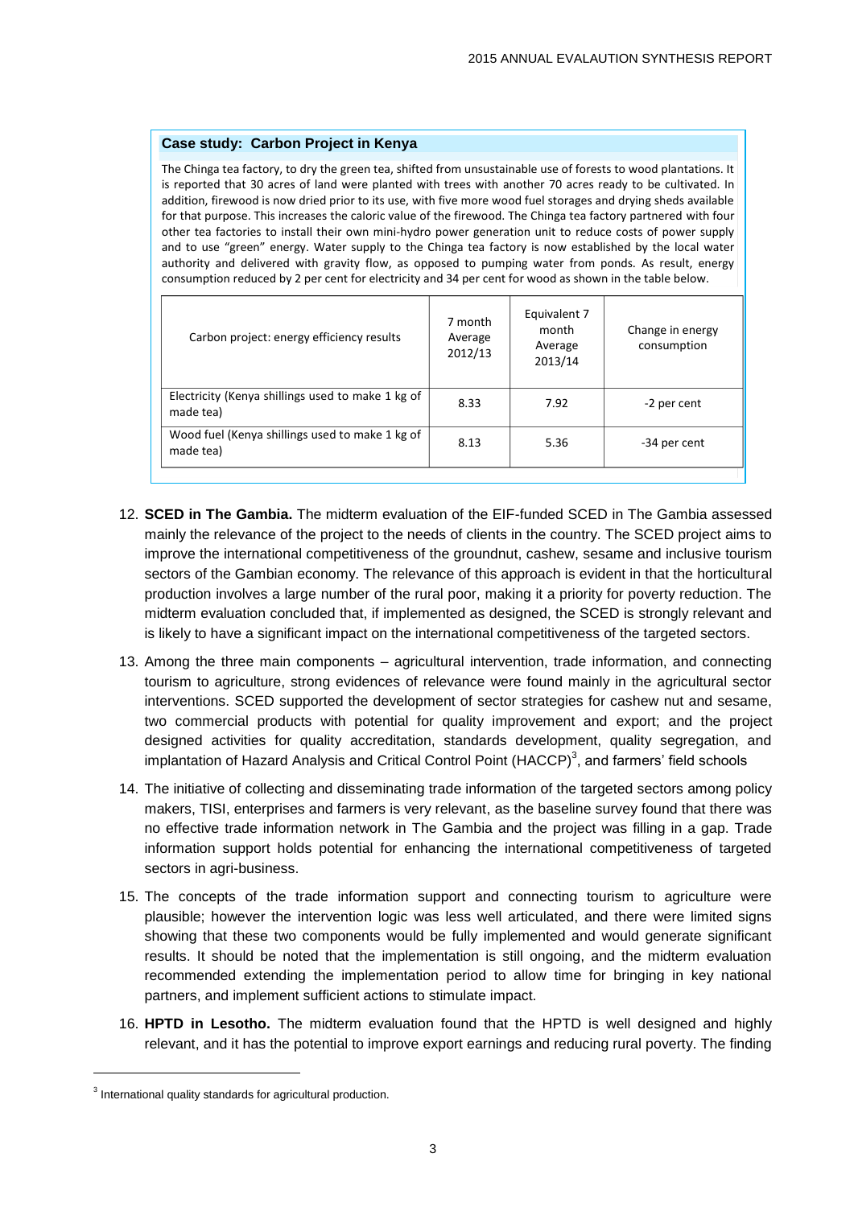**Case study: Carbon Project in Kenya**

The Chinga tea factory, to dry the green tea, shifted from unsustainable use of forests to wood plantations. It is reported that 30 acres of land were planted with trees with another 70 acres ready to be cultivated. In addition, firewood is now dried prior to its use, with five more wood fuel storages and drying sheds available for that purpose. This increases the caloric value of the firewood. The Chinga tea factory partnered with four other tea factories to install their own mini-hydro power generation unit to reduce costs of power supply and to use "green" energy. Water supply to the Chinga tea factory is now established by the local water authority and delivered with gravity flow, as opposed to pumping water from ponds. As result, energy consumption reduced by 2 per cent for electricity and 34 per cent for wood as shown in the table below.

| Carbon project: energy efficiency results | 7 month Average 2012/13 | Equivalent 7 month Average 2013/14 | Change in energy consumption |
|---|---|---|---|
| Electricity (Kenya shillings used to make 1 kg of made tea) | 8.33 | 7.92 | -2 per cent |
| Wood fuel (Kenya shillings used to make 1 kg of made tea) | 8.13 | 5.36 | -34 per cent |

12. **SCED in The Gambia.** The midterm evaluation of the EIF-funded SCED in The Gambia assessed mainly the relevance of the project to the needs of clients in the country. The SCED project aims to improve the international competitiveness of the groundnut, cashew, sesame and inclusive tourism sectors of the Gambian economy. The relevance of this approach is evident in that the horticultural production involves a large number of the rural poor, making it a priority for poverty reduction. The midterm evaluation concluded that, if implemented as designed, the SCED is strongly relevant and is likely to have a significant impact on the international competitiveness of the targeted sectors.

13. Among the three main components – agricultural intervention, trade information, and connecting tourism to agriculture, strong evidences of relevance were found mainly in the agricultural sector interventions. SCED supported the development of sector strategies for cashew nut and sesame, two commercial products with potential for quality improvement and export; and the project designed activities for quality accreditation, standards development, quality segregation, and implantation of Hazard Analysis and Critical Control Point (HACCP)[3], and farmers' field schools

14. The initiative of collecting and disseminating trade information of the targeted sectors among policy makers, TISI, enterprises and farmers is very relevant, as the baseline survey found that there was no effective trade information network in The Gambia and the project was filling in a gap. Trade information support holds potential for enhancing the international competitiveness of targeted sectors in agri-business.

15. The concepts of the trade information support and connecting tourism to agriculture were plausible; however the intervention logic was less well articulated, and there were limited signs showing that these two components would be fully implemented and would generate significant results. It should be noted that the implementation is still ongoing, and the midterm evaluation recommended extending the implementation period to allow time for bringing in key national partners, and implement sufficient actions to stimulate impact.

16. **HPTD in Lesotho.** The midterm evaluation found that the HPTD is well designed and highly relevant, and it has the potential to improve export earnings and reducing rural poverty. The finding

[3] International quality standards for agricultural production.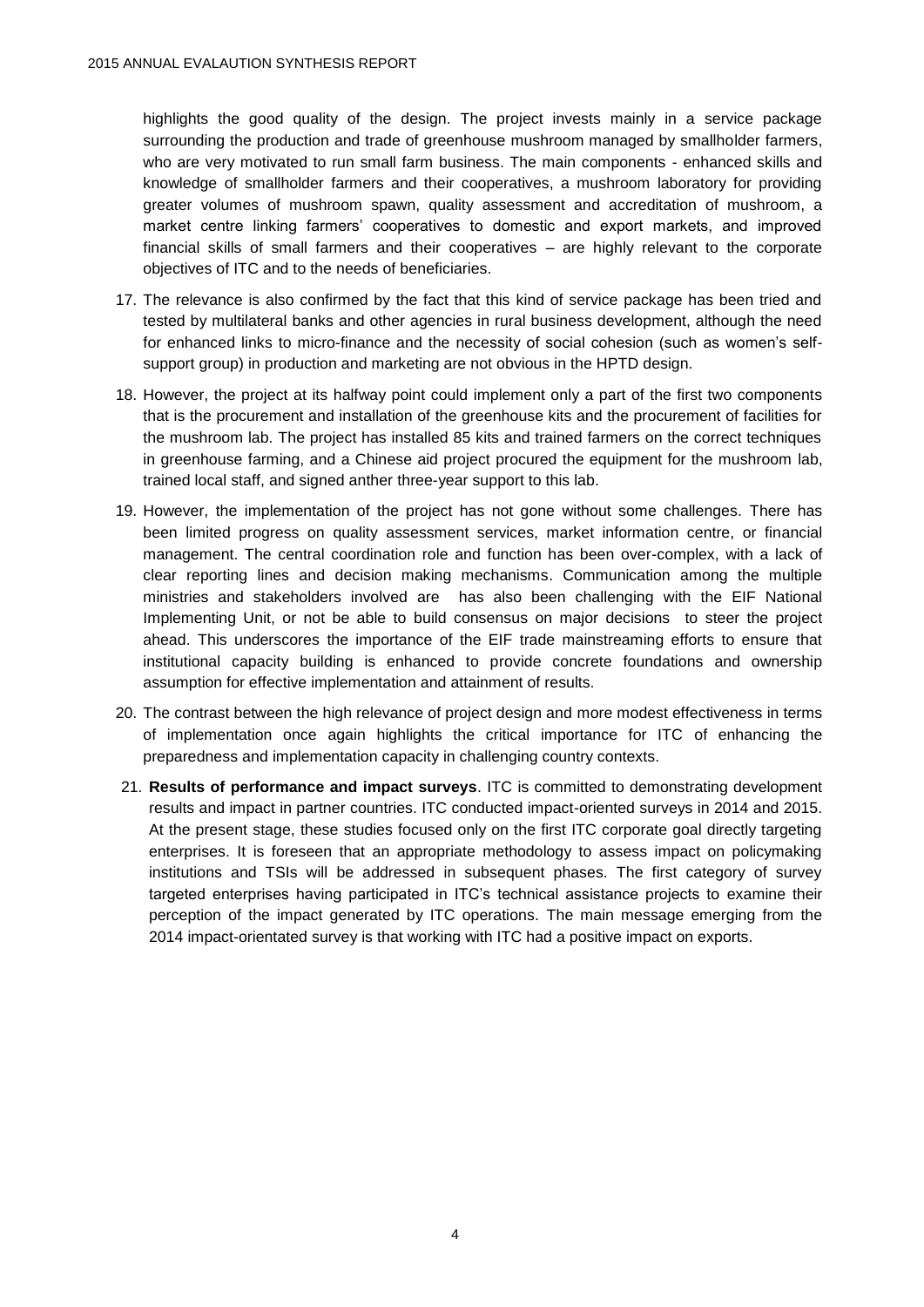highlights the good quality of the design. The project invests mainly in a service package surrounding the production and trade of greenhouse mushroom managed by smallholder farmers, who are very motivated to run small farm business. The main components - enhanced skills and knowledge of smallholder farmers and their cooperatives, a mushroom laboratory for providing greater volumes of mushroom spawn, quality assessment and accreditation of mushroom, a market centre linking farmers' cooperatives to domestic and export markets, and improved financial skills of small farmers and their cooperatives – are highly relevant to the corporate objectives of ITC and to the needs of beneficiaries.

17. The relevance is also confirmed by the fact that this kind of service package has been tried and tested by multilateral banks and other agencies in rural business development, although the need for enhanced links to micro-finance and the necessity of social cohesion (such as women's self-support group) in production and marketing are not obvious in the HPTD design.

18. However, the project at its halfway point could implement only a part of the first two components that is the procurement and installation of the greenhouse kits and the procurement of facilities for the mushroom lab. The project has installed 85 kits and trained farmers on the correct techniques in greenhouse farming, and a Chinese aid project procured the equipment for the mushroom lab, trained local staff, and signed anther three-year support to this lab.

19. However, the implementation of the project has not gone without some challenges. There has been limited progress on quality assessment services, market information centre, or financial management. The central coordination role and function has been over-complex, with a lack of clear reporting lines and decision making mechanisms. Communication among the multiple ministries and stakeholders involved are has also been challenging with the EIF National Implementing Unit, or not be able to build consensus on major decisions to steer the project ahead. This underscores the importance of the EIF trade mainstreaming efforts to ensure that institutional capacity building is enhanced to provide concrete foundations and ownership assumption for effective implementation and attainment of results.

20. The contrast between the high relevance of project design and more modest effectiveness in terms of implementation once again highlights the critical importance for ITC of enhancing the preparedness and implementation capacity in challenging country contexts.

21. **Results of performance and impact surveys**. ITC is committed to demonstrating development results and impact in partner countries. ITC conducted impact-oriented surveys in 2014 and 2015. At the present stage, these studies focused only on the first ITC corporate goal directly targeting enterprises. It is foreseen that an appropriate methodology to assess impact on policymaking institutions and TSIs will be addressed in subsequent phases. The first category of survey targeted enterprises having participated in ITC's technical assistance projects to examine their perception of the impact generated by ITC operations. The main message emerging from the 2014 impact-orientated survey is that working with ITC had a positive impact on exports.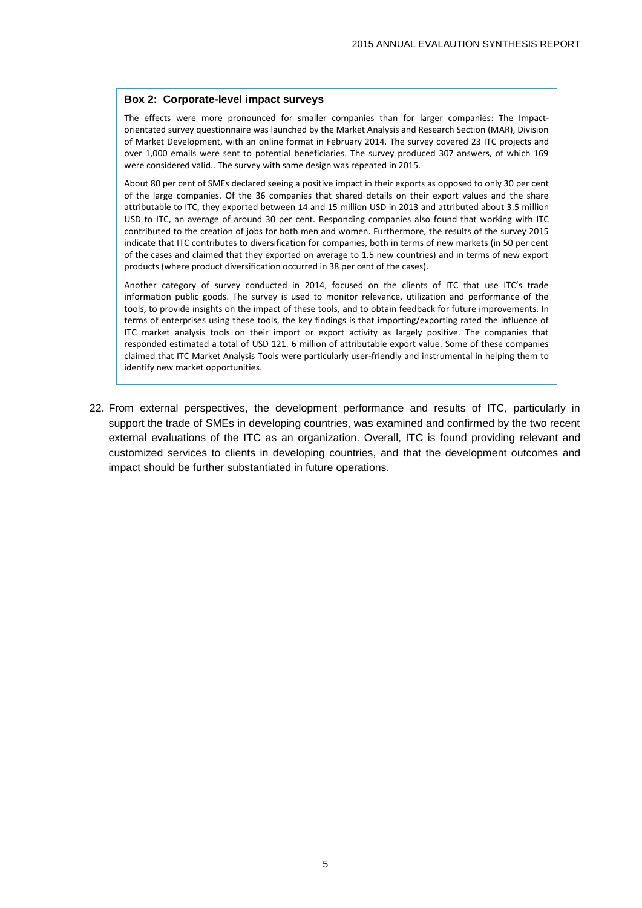**Box 2: Corporate-level impact surveys**

The effects were more pronounced for smaller companies than for larger companies: The Impact-orientated survey questionnaire was launched by the Market Analysis and Research Section (MAR), Division of Market Development, with an online format in February 2014. The survey covered 23 ITC projects and over 1,000 emails were sent to potential beneficiaries. The survey produced 307 answers, of which 169 were considered valid.. The survey with same design was repeated in 2015.

About 80 per cent of SMEs declared seeing a positive impact in their exports as opposed to only 30 per cent of the large companies. Of the 36 companies that shared details on their export values and the share attributable to ITC, they exported between 14 and 15 million USD in 2013 and attributed about 3.5 million USD to ITC, an average of around 30 per cent. Responding companies also found that working with ITC contributed to the creation of jobs for both men and women. Furthermore, the results of the survey 2015 indicate that ITC contributes to diversification for companies, both in terms of new markets (in 50 per cent of the cases and claimed that they exported on average to 1.5 new countries) and in terms of new export products (where product diversification occurred in 38 per cent of the cases).

Another category of survey conducted in 2014, focused on the clients of ITC that use ITC's trade information public goods. The survey is used to monitor relevance, utilization and performance of the tools, to provide insights on the impact of these tools, and to obtain feedback for future improvements. In terms of enterprises using these tools, the key findings is that importing/exporting rated the influence of ITC market analysis tools on their import or export activity as largely positive. The companies that responded estimated a total of USD 121. 6 million of attributable export value. Some of these companies claimed that ITC Market Analysis Tools were particularly user-friendly and instrumental in helping them to identify new market opportunities.

22. From external perspectives, the development performance and results of ITC, particularly in support the trade of SMEs in developing countries, was examined and confirmed by the two recent external evaluations of the ITC as an organization. Overall, ITC is found providing relevant and customized services to clients in developing countries, and that the development outcomes and impact should be further substantiated in future operations.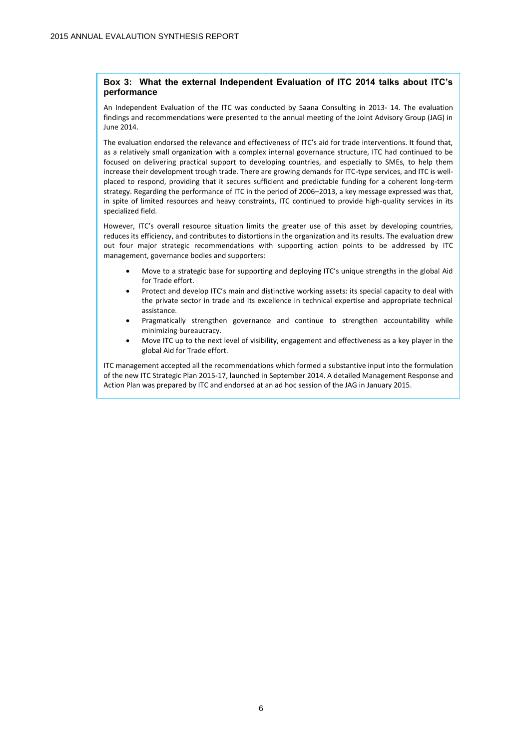### Box 3: What the external Independent Evaluation of ITC 2014 talks about ITC's performance

An Independent Evaluation of the ITC was conducted by Saana Consulting in 2013- 14. The evaluation findings and recommendations were presented to the annual meeting of the Joint Advisory Group (JAG) in June 2014.

The evaluation endorsed the relevance and effectiveness of ITC's aid for trade interventions. It found that, as a relatively small organization with a complex internal governance structure, ITC had continued to be focused on delivering practical support to developing countries, and especially to SMEs, to help them increase their development trough trade. There are growing demands for ITC-type services, and ITC is well-placed to respond, providing that it secures sufficient and predictable funding for a coherent long-term strategy. Regarding the performance of ITC in the period of 2006–2013, a key message expressed was that, in spite of limited resources and heavy constraints, ITC continued to provide high-quality services in its specialized field.

However, ITC's overall resource situation limits the greater use of this asset by developing countries, reduces its efficiency, and contributes to distortions in the organization and its results. The evaluation drew out four major strategic recommendations with supporting action points to be addressed by ITC management, governance bodies and supporters:

- Move to a strategic base for supporting and deploying ITC's unique strengths in the global Aid for Trade effort.
- Protect and develop ITC's main and distinctive working assets: its special capacity to deal with the private sector in trade and its excellence in technical expertise and appropriate technical assistance.
- Pragmatically strengthen governance and continue to strengthen accountability while minimizing bureaucracy.
- Move ITC up to the next level of visibility, engagement and effectiveness as a key player in the global Aid for Trade effort.

ITC management accepted all the recommendations which formed a substantive input into the formulation of the new ITC Strategic Plan 2015-17, launched in September 2014. A detailed Management Response and Action Plan was prepared by ITC and endorsed at an ad hoc session of the JAG in January 2015.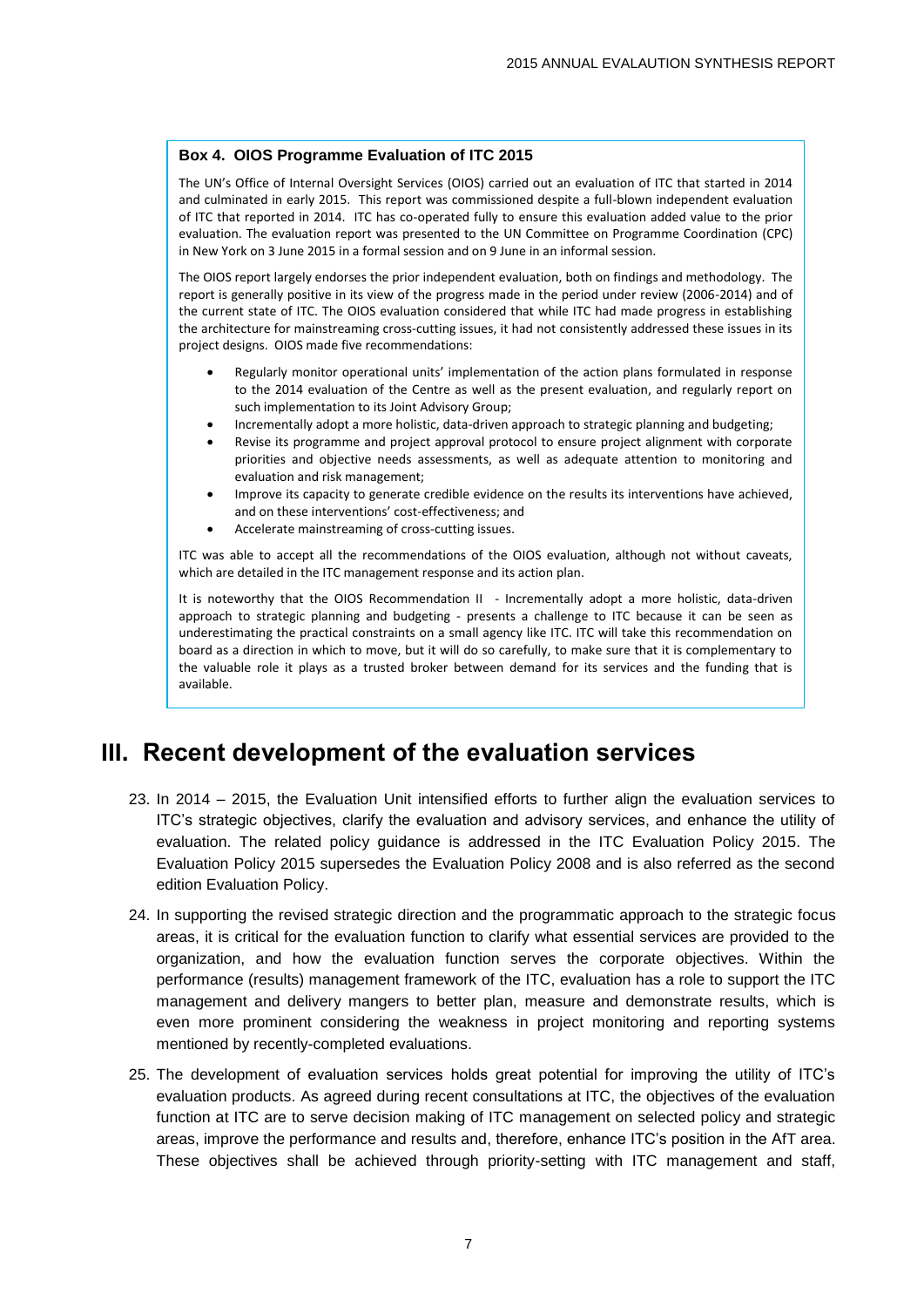**Box 4. OIOS Programme Evaluation of ITC 2015**

The UN's Office of Internal Oversight Services (OIOS) carried out an evaluation of ITC that started in 2014 and culminated in early 2015. This report was commissioned despite a full-blown independent evaluation of ITC that reported in 2014. ITC has co-operated fully to ensure this evaluation added value to the prior evaluation. The evaluation report was presented to the UN Committee on Programme Coordination (CPC) in New York on 3 June 2015 in a formal session and on 9 June in an informal session.

The OIOS report largely endorses the prior independent evaluation, both on findings and methodology. The report is generally positive in its view of the progress made in the period under review (2006-2014) and of the current state of ITC. The OIOS evaluation considered that while ITC had made progress in establishing the architecture for mainstreaming cross-cutting issues, it had not consistently addressed these issues in its project designs. OIOS made five recommendations:

- Regularly monitor operational units' implementation of the action plans formulated in response to the 2014 evaluation of the Centre as well as the present evaluation, and regularly report on such implementation to its Joint Advisory Group;
- Incrementally adopt a more holistic, data-driven approach to strategic planning and budgeting;
- Revise its programme and project approval protocol to ensure project alignment with corporate priorities and objective needs assessments, as well as adequate attention to monitoring and evaluation and risk management;
- Improve its capacity to generate credible evidence on the results its interventions have achieved, and on these interventions' cost-effectiveness; and
- Accelerate mainstreaming of cross-cutting issues.

ITC was able to accept all the recommendations of the OIOS evaluation, although not without caveats, which are detailed in the ITC management response and its action plan.

It is noteworthy that the OIOS Recommendation II - Incrementally adopt a more holistic, data-driven approach to strategic planning and budgeting - presents a challenge to ITC because it can be seen as underestimating the practical constraints on a small agency like ITC. ITC will take this recommendation on board as a direction in which to move, but it will do so carefully, to make sure that it is complementary to the valuable role it plays as a trusted broker between demand for its services and the funding that is available.

# III. Recent development of the evaluation services

23. In 2014 – 2015, the Evaluation Unit intensified efforts to further align the evaluation services to ITC's strategic objectives, clarify the evaluation and advisory services, and enhance the utility of evaluation. The related policy guidance is addressed in the ITC Evaluation Policy 2015. The Evaluation Policy 2015 supersedes the Evaluation Policy 2008 and is also referred as the second edition Evaluation Policy.

24. In supporting the revised strategic direction and the programmatic approach to the strategic focus areas, it is critical for the evaluation function to clarify what essential services are provided to the organization, and how the evaluation function serves the corporate objectives. Within the performance (results) management framework of the ITC, evaluation has a role to support the ITC management and delivery mangers to better plan, measure and demonstrate results, which is even more prominent considering the weakness in project monitoring and reporting systems mentioned by recently-completed evaluations.

25. The development of evaluation services holds great potential for improving the utility of ITC's evaluation products. As agreed during recent consultations at ITC, the objectives of the evaluation function at ITC are to serve decision making of ITC management on selected policy and strategic areas, improve the performance and results and, therefore, enhance ITC's position in the AfT area. These objectives shall be achieved through priority-setting with ITC management and staff,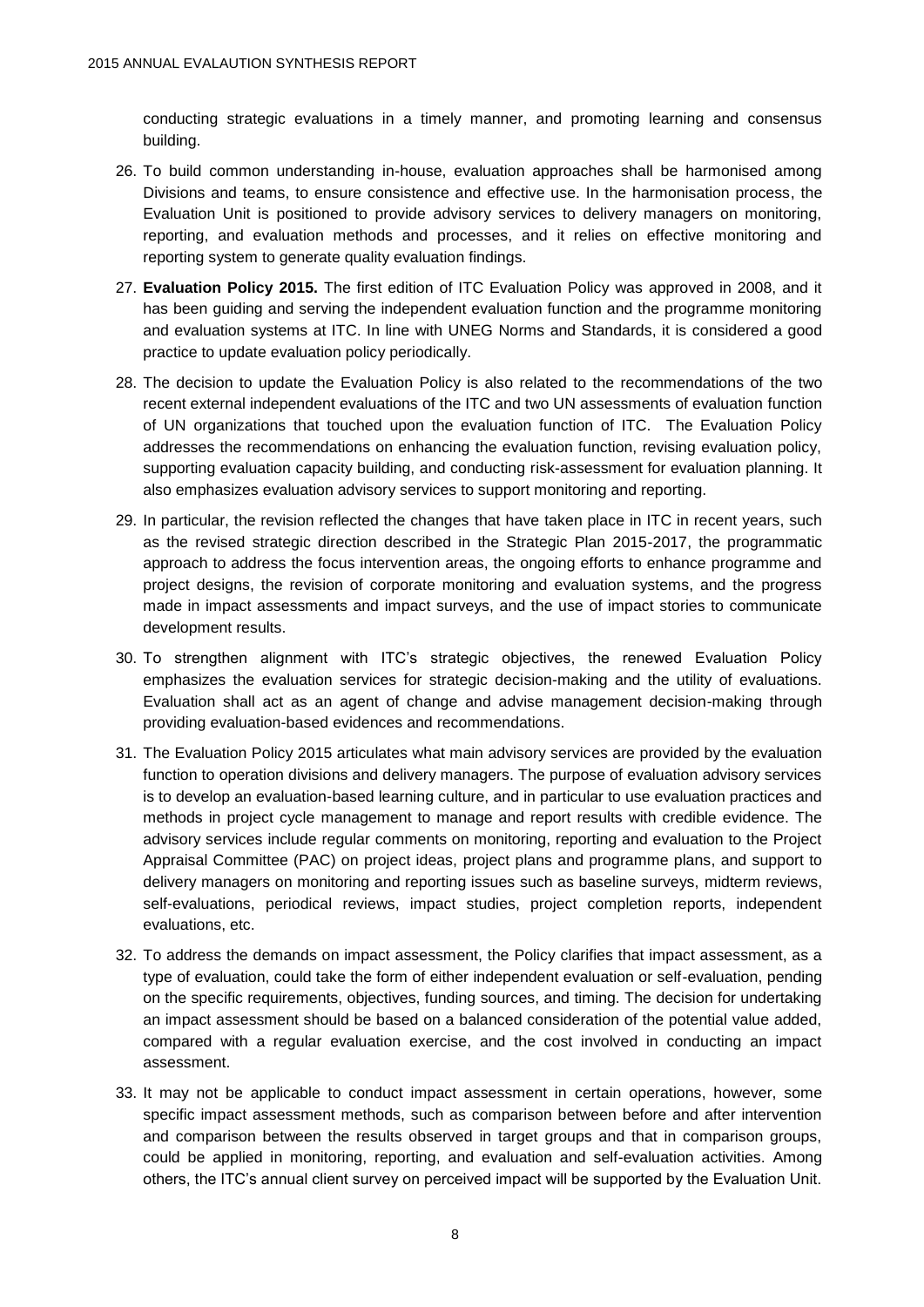conducting strategic evaluations in a timely manner, and promoting learning and consensus building.

26. To build common understanding in-house, evaluation approaches shall be harmonised among Divisions and teams, to ensure consistence and effective use. In the harmonisation process, the Evaluation Unit is positioned to provide advisory services to delivery managers on monitoring, reporting, and evaluation methods and processes, and it relies on effective monitoring and reporting system to generate quality evaluation findings.

27. **Evaluation Policy 2015.** The first edition of ITC Evaluation Policy was approved in 2008, and it has been guiding and serving the independent evaluation function and the programme monitoring and evaluation systems at ITC. In line with UNEG Norms and Standards, it is considered a good practice to update evaluation policy periodically.

28. The decision to update the Evaluation Policy is also related to the recommendations of the two recent external independent evaluations of the ITC and two UN assessments of evaluation function of UN organizations that touched upon the evaluation function of ITC. The Evaluation Policy addresses the recommendations on enhancing the evaluation function, revising evaluation policy, supporting evaluation capacity building, and conducting risk-assessment for evaluation planning. It also emphasizes evaluation advisory services to support monitoring and reporting.

29. In particular, the revision reflected the changes that have taken place in ITC in recent years, such as the revised strategic direction described in the Strategic Plan 2015-2017, the programmatic approach to address the focus intervention areas, the ongoing efforts to enhance programme and project designs, the revision of corporate monitoring and evaluation systems, and the progress made in impact assessments and impact surveys, and the use of impact stories to communicate development results.

30. To strengthen alignment with ITC's strategic objectives, the renewed Evaluation Policy emphasizes the evaluation services for strategic decision-making and the utility of evaluations. Evaluation shall act as an agent of change and advise management decision-making through providing evaluation-based evidences and recommendations.

31. The Evaluation Policy 2015 articulates what main advisory services are provided by the evaluation function to operation divisions and delivery managers. The purpose of evaluation advisory services is to develop an evaluation-based learning culture, and in particular to use evaluation practices and methods in project cycle management to manage and report results with credible evidence. The advisory services include regular comments on monitoring, reporting and evaluation to the Project Appraisal Committee (PAC) on project ideas, project plans and programme plans, and support to delivery managers on monitoring and reporting issues such as baseline surveys, midterm reviews, self-evaluations, periodical reviews, impact studies, project completion reports, independent evaluations, etc.

32. To address the demands on impact assessment, the Policy clarifies that impact assessment, as a type of evaluation, could take the form of either independent evaluation or self-evaluation, pending on the specific requirements, objectives, funding sources, and timing. The decision for undertaking an impact assessment should be based on a balanced consideration of the potential value added, compared with a regular evaluation exercise, and the cost involved in conducting an impact assessment.

33. It may not be applicable to conduct impact assessment in certain operations, however, some specific impact assessment methods, such as comparison between before and after intervention and comparison between the results observed in target groups and that in comparison groups, could be applied in monitoring, reporting, and evaluation and self-evaluation activities. Among others, the ITC's annual client survey on perceived impact will be supported by the Evaluation Unit.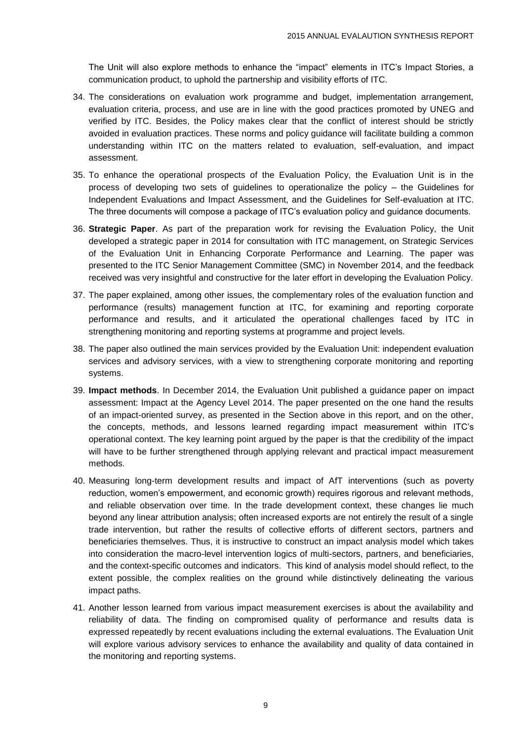The Unit will also explore methods to enhance the "impact" elements in ITC's Impact Stories, a communication product, to uphold the partnership and visibility efforts of ITC.

34. The considerations on evaluation work programme and budget, implementation arrangement, evaluation criteria, process, and use are in line with the good practices promoted by UNEG and verified by ITC. Besides, the Policy makes clear that the conflict of interest should be strictly avoided in evaluation practices. These norms and policy guidance will facilitate building a common understanding within ITC on the matters related to evaluation, self-evaluation, and impact assessment.

35. To enhance the operational prospects of the Evaluation Policy, the Evaluation Unit is in the process of developing two sets of guidelines to operationalize the policy – the Guidelines for Independent Evaluations and Impact Assessment, and the Guidelines for Self-evaluation at ITC. The three documents will compose a package of ITC's evaluation policy and guidance documents.

36. **Strategic Paper**. As part of the preparation work for revising the Evaluation Policy, the Unit developed a strategic paper in 2014 for consultation with ITC management, on Strategic Services of the Evaluation Unit in Enhancing Corporate Performance and Learning. The paper was presented to the ITC Senior Management Committee (SMC) in November 2014, and the feedback received was very insightful and constructive for the later effort in developing the Evaluation Policy.

37. The paper explained, among other issues, the complementary roles of the evaluation function and performance (results) management function at ITC, for examining and reporting corporate performance and results, and it articulated the operational challenges faced by ITC in strengthening monitoring and reporting systems at programme and project levels.

38. The paper also outlined the main services provided by the Evaluation Unit: independent evaluation services and advisory services, with a view to strengthening corporate monitoring and reporting systems.

39. **Impact methods**. In December 2014, the Evaluation Unit published a guidance paper on impact assessment: Impact at the Agency Level 2014. The paper presented on the one hand the results of an impact-oriented survey, as presented in the Section above in this report, and on the other, the concepts, methods, and lessons learned regarding impact measurement within ITC's operational context. The key learning point argued by the paper is that the credibility of the impact will have to be further strengthened through applying relevant and practical impact measurement methods.

40. Measuring long-term development results and impact of AfT interventions (such as poverty reduction, women's empowerment, and economic growth) requires rigorous and relevant methods, and reliable observation over time. In the trade development context, these changes lie much beyond any linear attribution analysis; often increased exports are not entirely the result of a single trade intervention, but rather the results of collective efforts of different sectors, partners and beneficiaries themselves. Thus, it is instructive to construct an impact analysis model which takes into consideration the macro-level intervention logics of multi-sectors, partners, and beneficiaries, and the context-specific outcomes and indicators. This kind of analysis model should reflect, to the extent possible, the complex realities on the ground while distinctively delineating the various impact paths.

41. Another lesson learned from various impact measurement exercises is about the availability and reliability of data. The finding on compromised quality of performance and results data is expressed repeatedly by recent evaluations including the external evaluations. The Evaluation Unit will explore various advisory services to enhance the availability and quality of data contained in the monitoring and reporting systems.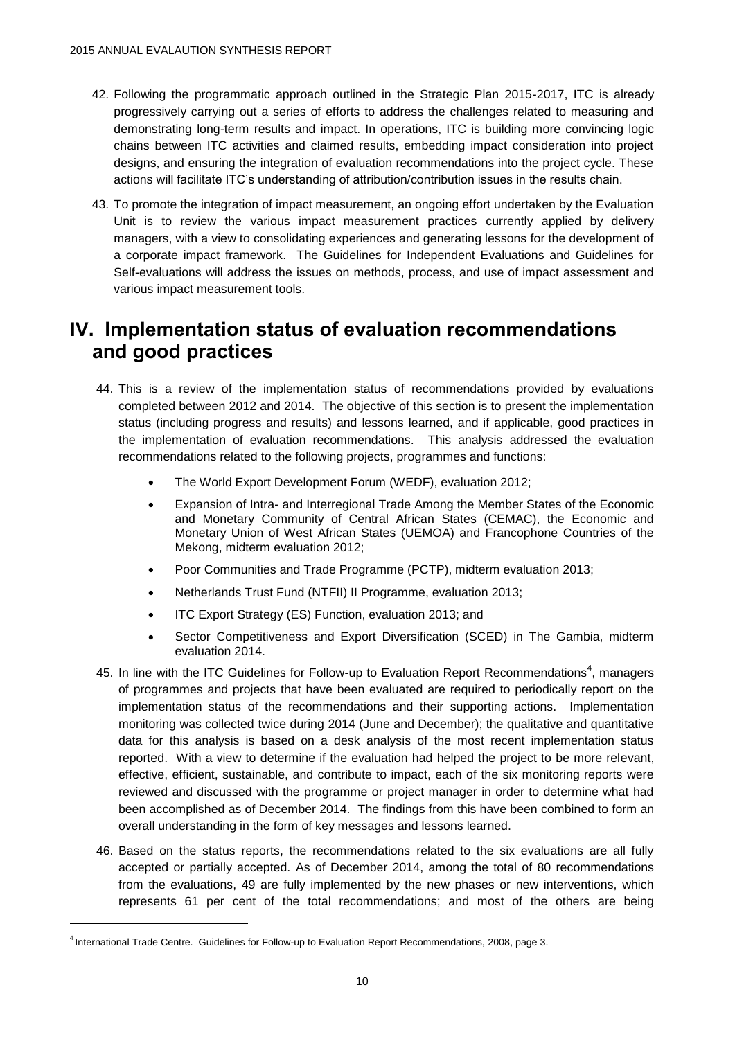42. Following the programmatic approach outlined in the Strategic Plan 2015-2017, ITC is already progressively carrying out a series of efforts to address the challenges related to measuring and demonstrating long-term results and impact. In operations, ITC is building more convincing logic chains between ITC activities and claimed results, embedding impact consideration into project designs, and ensuring the integration of evaluation recommendations into the project cycle. These actions will facilitate ITC's understanding of attribution/contribution issues in the results chain.

43. To promote the integration of impact measurement, an ongoing effort undertaken by the Evaluation Unit is to review the various impact measurement practices currently applied by delivery managers, with a view to consolidating experiences and generating lessons for the development of a corporate impact framework. The Guidelines for Independent Evaluations and Guidelines for Self-evaluations will address the issues on methods, process, and use of impact assessment and various impact measurement tools.

# IV. Implementation status of evaluation recommendations and good practices

44. This is a review of the implementation status of recommendations provided by evaluations completed between 2012 and 2014. The objective of this section is to present the implementation status (including progress and results) and lessons learned, and if applicable, good practices in the implementation of evaluation recommendations. This analysis addressed the evaluation recommendations related to the following projects, programmes and functions:

    - The World Export Development Forum (WEDF), evaluation 2012;
    - Expansion of Intra- and Interregional Trade Among the Member States of the Economic and Monetary Community of Central African States (CEMAC), the Economic and Monetary Union of West African States (UEMOA) and Francophone Countries of the Mekong, midterm evaluation 2012;
    - Poor Communities and Trade Programme (PCTP), midterm evaluation 2013;
    - Netherlands Trust Fund (NTFII) II Programme, evaluation 2013;
    - ITC Export Strategy (ES) Function, evaluation 2013; and
    - Sector Competitiveness and Export Diversification (SCED) in The Gambia, midterm evaluation 2014.

45. In line with the ITC Guidelines for Follow-up to Evaluation Report Recommendations[4], managers of programmes and projects that have been evaluated are required to periodically report on the implementation status of the recommendations and their supporting actions. Implementation monitoring was collected twice during 2014 (June and December); the qualitative and quantitative data for this analysis is based on a desk analysis of the most recent implementation status reported. With a view to determine if the evaluation had helped the project to be more relevant, effective, efficient, sustainable, and contribute to impact, each of the six monitoring reports were reviewed and discussed with the programme or project manager in order to determine what had been accomplished as of December 2014. The findings from this have been combined to form an overall understanding in the form of key messages and lessons learned.

46. Based on the status reports, the recommendations related to the six evaluations are all fully accepted or partially accepted. As of December 2014, among the total of 80 recommendations from the evaluations, 49 are fully implemented by the new phases or new interventions, which represents 61 per cent of the total recommendations; and most of the others are being

[4] International Trade Centre. Guidelines for Follow-up to Evaluation Report Recommendations, 2008, page 3.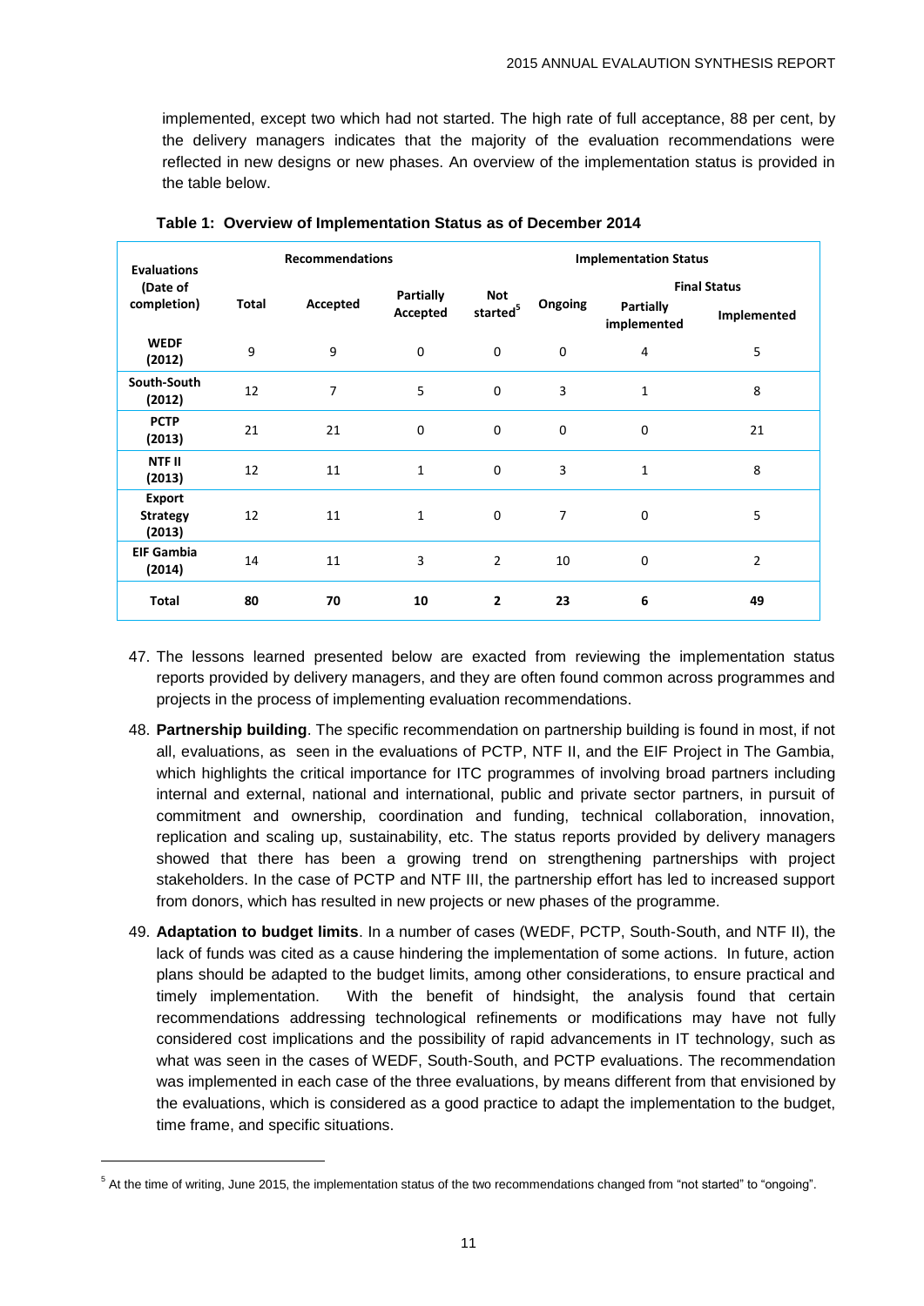implemented, except two which had not started. The high rate of full acceptance, 88 per cent, by the delivery managers indicates that the majority of the evaluation recommendations were reflected in new designs or new phases. An overview of the implementation status is provided in the table below.

**Table 1: Overview of Implementation Status as of December 2014**

| Evaluations (Date of completion) | Recommendations | | | Implementation Status | | | |
|---|---|---|---|---|---|---|---|
| | | | | | | Final Status | |
| | Total | Accepted | Partially Accepted | Not started[5] | Ongoing | Partially implemented | Implemented |
| **WEDF (2012)** | 9 | 9 | 0 | 0 | 0 | 4 | 5 |
| **South-South (2012)** | 12 | 7 | 5 | 0 | 3 | 1 | 8 |
| **PCTP (2013)** | 21 | 21 | 0 | 0 | 0 | 0 | 21 |
| **NTF II (2013)** | 12 | 11 | 1 | 0 | 3 | 1 | 8 |
| **Export Strategy (2013)** | 12 | 11 | 1 | 0 | 7 | 0 | 5 |
| **EIF Gambia (2014)** | 14 | 11 | 3 | 2 | 10 | 0 | 2 |
| **Total** | **80** | **70** | **10** | **2** | **23** | **6** | **49** |

47. The lessons learned presented below are exacted from reviewing the implementation status reports provided by delivery managers, and they are often found common across programmes and projects in the process of implementing evaluation recommendations.

48. **Partnership building**. The specific recommendation on partnership building is found in most, if not all, evaluations, as seen in the evaluations of PCTP, NTF II, and the EIF Project in The Gambia, which highlights the critical importance for ITC programmes of involving broad partners including internal and external, national and international, public and private sector partners, in pursuit of commitment and ownership, coordination and funding, technical collaboration, innovation, replication and scaling up, sustainability, etc. The status reports provided by delivery managers showed that there has been a growing trend on strengthening partnerships with project stakeholders. In the case of PCTP and NTF III, the partnership effort has led to increased support from donors, which has resulted in new projects or new phases of the programme.

49. **Adaptation to budget limits**. In a number of cases (WEDF, PCTP, South-South, and NTF II), the lack of funds was cited as a cause hindering the implementation of some actions. In future, action plans should be adapted to the budget limits, among other considerations, to ensure practical and timely implementation. With the benefit of hindsight, the analysis found that certain recommendations addressing technological refinements or modifications may have not fully considered cost implications and the possibility of rapid advancements in IT technology, such as what was seen in the cases of WEDF, South-South, and PCTP evaluations. The recommendation was implemented in each case of the three evaluations, by means different from that envisioned by the evaluations, which is considered as a good practice to adapt the implementation to the budget, time frame, and specific situations.

[5] At the time of writing, June 2015, the implementation status of the two recommendations changed from "not started" to "ongoing".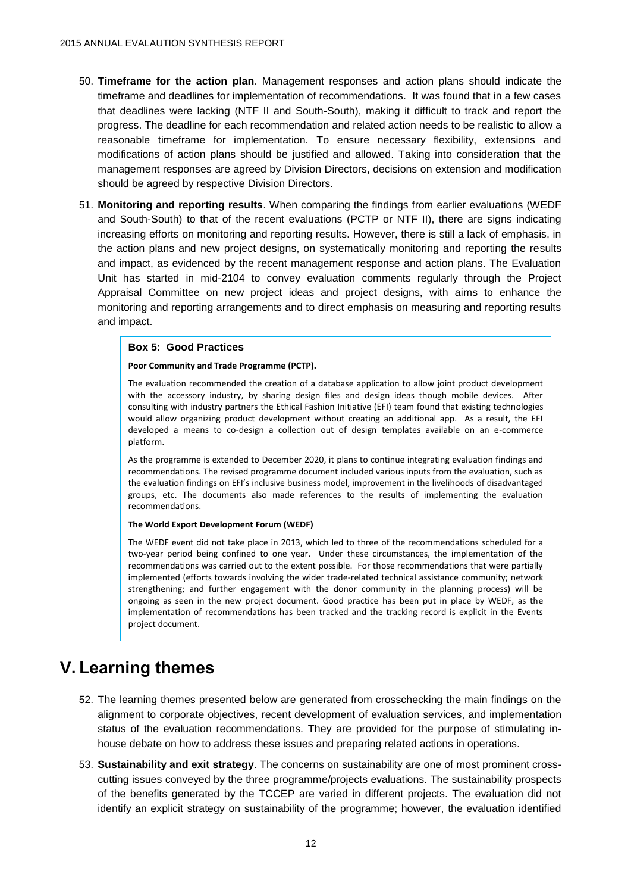50. **Timeframe for the action plan**. Management responses and action plans should indicate the timeframe and deadlines for implementation of recommendations. It was found that in a few cases that deadlines were lacking (NTF II and South-South), making it difficult to track and report the progress. The deadline for each recommendation and related action needs to be realistic to allow a reasonable timeframe for implementation. To ensure necessary flexibility, extensions and modifications of action plans should be justified and allowed. Taking into consideration that the management responses are agreed by Division Directors, decisions on extension and modification should be agreed by respective Division Directors.

51. **Monitoring and reporting results**. When comparing the findings from earlier evaluations (WEDF and South-South) to that of the recent evaluations (PCTP or NTF II), there are signs indicating increasing efforts on monitoring and reporting results. However, there is still a lack of emphasis, in the action plans and new project designs, on systematically monitoring and reporting the results and impact, as evidenced by the recent management response and action plans. The Evaluation Unit has started in mid-2104 to convey evaluation comments regularly through the Project Appraisal Committee on new project ideas and project designs, with aims to enhance the monitoring and reporting arrangements and to direct emphasis on measuring and reporting results and impact.

> **Box 5: Good Practices**
>
> **Poor Community and Trade Programme (PCTP).**
>
> The evaluation recommended the creation of a database application to allow joint product development with the accessory industry, by sharing design files and design ideas though mobile devices. After consulting with industry partners the Ethical Fashion Initiative (EFI) team found that existing technologies would allow organizing product development without creating an additional app. As a result, the EFI developed a means to co-design a collection out of design templates available on an e-commerce platform.
>
> As the programme is extended to December 2020, it plans to continue integrating evaluation findings and recommendations. The revised programme document included various inputs from the evaluation, such as the evaluation findings on EFI's inclusive business model, improvement in the livelihoods of disadvantaged groups, etc. The documents also made references to the results of implementing the evaluation recommendations.
>
> **The World Export Development Forum (WEDF)**
>
> The WEDF event did not take place in 2013, which led to three of the recommendations scheduled for a two-year period being confined to one year. Under these circumstances, the implementation of the recommendations was carried out to the extent possible. For those recommendations that were partially implemented (efforts towards involving the wider trade-related technical assistance community; network strengthening; and further engagement with the donor community in the planning process) will be ongoing as seen in the new project document. Good practice has been put in place by WEDF, as the implementation of recommendations has been tracked and the tracking record is explicit in the Events project document.

# V. Learning themes

52. The learning themes presented below are generated from crosschecking the main findings on the alignment to corporate objectives, recent development of evaluation services, and implementation status of the evaluation recommendations. They are provided for the purpose of stimulating in-house debate on how to address these issues and preparing related actions in operations.

53. **Sustainability and exit strategy**. The concerns on sustainability are one of most prominent cross-cutting issues conveyed by the three programme/projects evaluations. The sustainability prospects of the benefits generated by the TCCEP are varied in different projects. The evaluation did not identify an explicit strategy on sustainability of the programme; however, the evaluation identified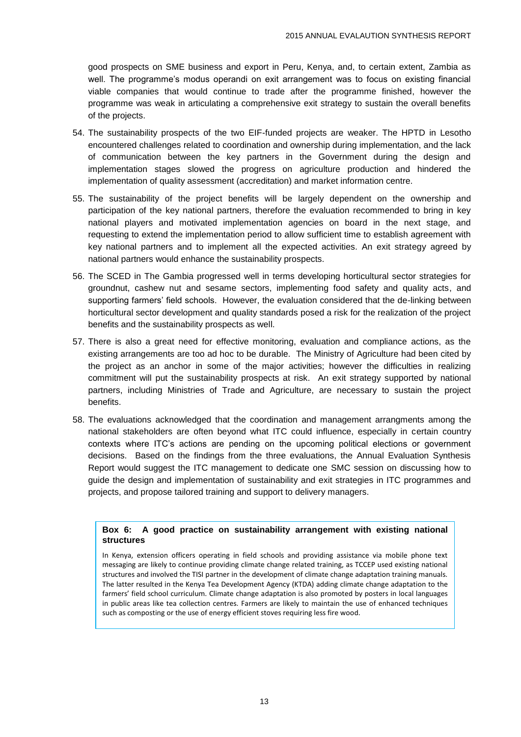good prospects on SME business and export in Peru, Kenya, and, to certain extent, Zambia as well. The programme's modus operandi on exit arrangement was to focus on existing financial viable companies that would continue to trade after the programme finished, however the programme was weak in articulating a comprehensive exit strategy to sustain the overall benefits of the projects.

54. The sustainability prospects of the two EIF-funded projects are weaker. The HPTD in Lesotho encountered challenges related to coordination and ownership during implementation, and the lack of communication between the key partners in the Government during the design and implementation stages slowed the progress on agriculture production and hindered the implementation of quality assessment (accreditation) and market information centre.

55. The sustainability of the project benefits will be largely dependent on the ownership and participation of the key national partners, therefore the evaluation recommended to bring in key national players and motivated implementation agencies on board in the next stage, and requesting to extend the implementation period to allow sufficient time to establish agreement with key national partners and to implement all the expected activities. An exit strategy agreed by national partners would enhance the sustainability prospects.

56. The SCED in The Gambia progressed well in terms developing horticultural sector strategies for groundnut, cashew nut and sesame sectors, implementing food safety and quality acts, and supporting farmers' field schools. However, the evaluation considered that the de-linking between horticultural sector development and quality standards posed a risk for the realization of the project benefits and the sustainability prospects as well.

57. There is also a great need for effective monitoring, evaluation and compliance actions, as the existing arrangements are too ad hoc to be durable. The Ministry of Agriculture had been cited by the project as an anchor in some of the major activities; however the difficulties in realizing commitment will put the sustainability prospects at risk. An exit strategy supported by national partners, including Ministries of Trade and Agriculture, are necessary to sustain the project benefits.

58. The evaluations acknowledged that the coordination and management arrangments among the national stakeholders are often beyond what ITC could influence, especially in certain country contexts where ITC's actions are pending on the upcoming political elections or government decisions. Based on the findings from the three evaluations, the Annual Evaluation Synthesis Report would suggest the ITC management to dedicate one SMC session on discussing how to guide the design and implementation of sustainability and exit strategies in ITC programmes and projects, and propose tailored training and support to delivery managers.

> **Box 6: A good practice on sustainability arrangement with existing national structures**
>
> In Kenya, extension officers operating in field schools and providing assistance via mobile phone text messaging are likely to continue providing climate change related training, as TCCEP used existing national structures and involved the TISI partner in the development of climate change adaptation training manuals. The latter resulted in the Kenya Tea Development Agency (KTDA) adding climate change adaptation to the farmers' field school curriculum. Climate change adaptation is also promoted by posters in local languages in public areas like tea collection centres. Farmers are likely to maintain the use of enhanced techniques such as composting or the use of energy efficient stoves requiring less fire wood.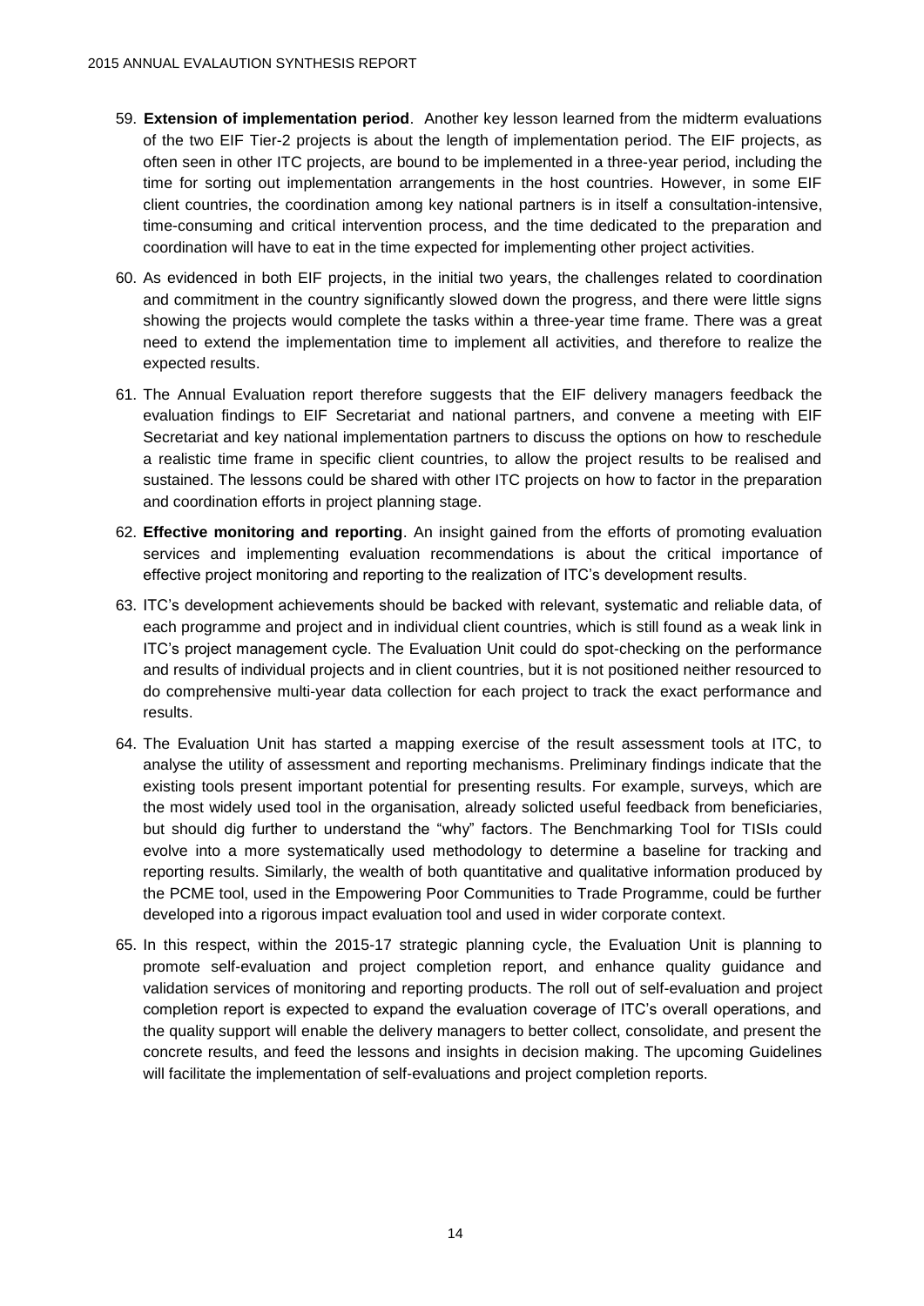59. **Extension of implementation period**. Another key lesson learned from the midterm evaluations of the two EIF Tier-2 projects is about the length of implementation period. The EIF projects, as often seen in other ITC projects, are bound to be implemented in a three-year period, including the time for sorting out implementation arrangements in the host countries. However, in some EIF client countries, the coordination among key national partners is in itself a consultation-intensive, time-consuming and critical intervention process, and the time dedicated to the preparation and coordination will have to eat in the time expected for implementing other project activities.

60. As evidenced in both EIF projects, in the initial two years, the challenges related to coordination and commitment in the country significantly slowed down the progress, and there were little signs showing the projects would complete the tasks within a three-year time frame. There was a great need to extend the implementation time to implement all activities, and therefore to realize the expected results.

61. The Annual Evaluation report therefore suggests that the EIF delivery managers feedback the evaluation findings to EIF Secretariat and national partners, and convene a meeting with EIF Secretariat and key national implementation partners to discuss the options on how to reschedule a realistic time frame in specific client countries, to allow the project results to be realised and sustained. The lessons could be shared with other ITC projects on how to factor in the preparation and coordination efforts in project planning stage.

62. **Effective monitoring and reporting**. An insight gained from the efforts of promoting evaluation services and implementing evaluation recommendations is about the critical importance of effective project monitoring and reporting to the realization of ITC's development results.

63. ITC's development achievements should be backed with relevant, systematic and reliable data, of each programme and project and in individual client countries, which is still found as a weak link in ITC's project management cycle. The Evaluation Unit could do spot-checking on the performance and results of individual projects and in client countries, but it is not positioned neither resourced to do comprehensive multi-year data collection for each project to track the exact performance and results.

64. The Evaluation Unit has started a mapping exercise of the result assessment tools at ITC, to analyse the utility of assessment and reporting mechanisms. Preliminary findings indicate that the existing tools present important potential for presenting results. For example, surveys, which are the most widely used tool in the organisation, already solicted useful feedback from beneficiaries, but should dig further to understand the "why" factors. The Benchmarking Tool for TISIs could evolve into a more systematically used methodology to determine a baseline for tracking and reporting results. Similarly, the wealth of both quantitative and qualitative information produced by the PCME tool, used in the Empowering Poor Communities to Trade Programme, could be further developed into a rigorous impact evaluation tool and used in wider corporate context.

65. In this respect, within the 2015-17 strategic planning cycle, the Evaluation Unit is planning to promote self-evaluation and project completion report, and enhance quality guidance and validation services of monitoring and reporting products. The roll out of self-evaluation and project completion report is expected to expand the evaluation coverage of ITC's overall operations, and the quality support will enable the delivery managers to better collect, consolidate, and present the concrete results, and feed the lessons and insights in decision making. The upcoming Guidelines will facilitate the implementation of self-evaluations and project completion reports.